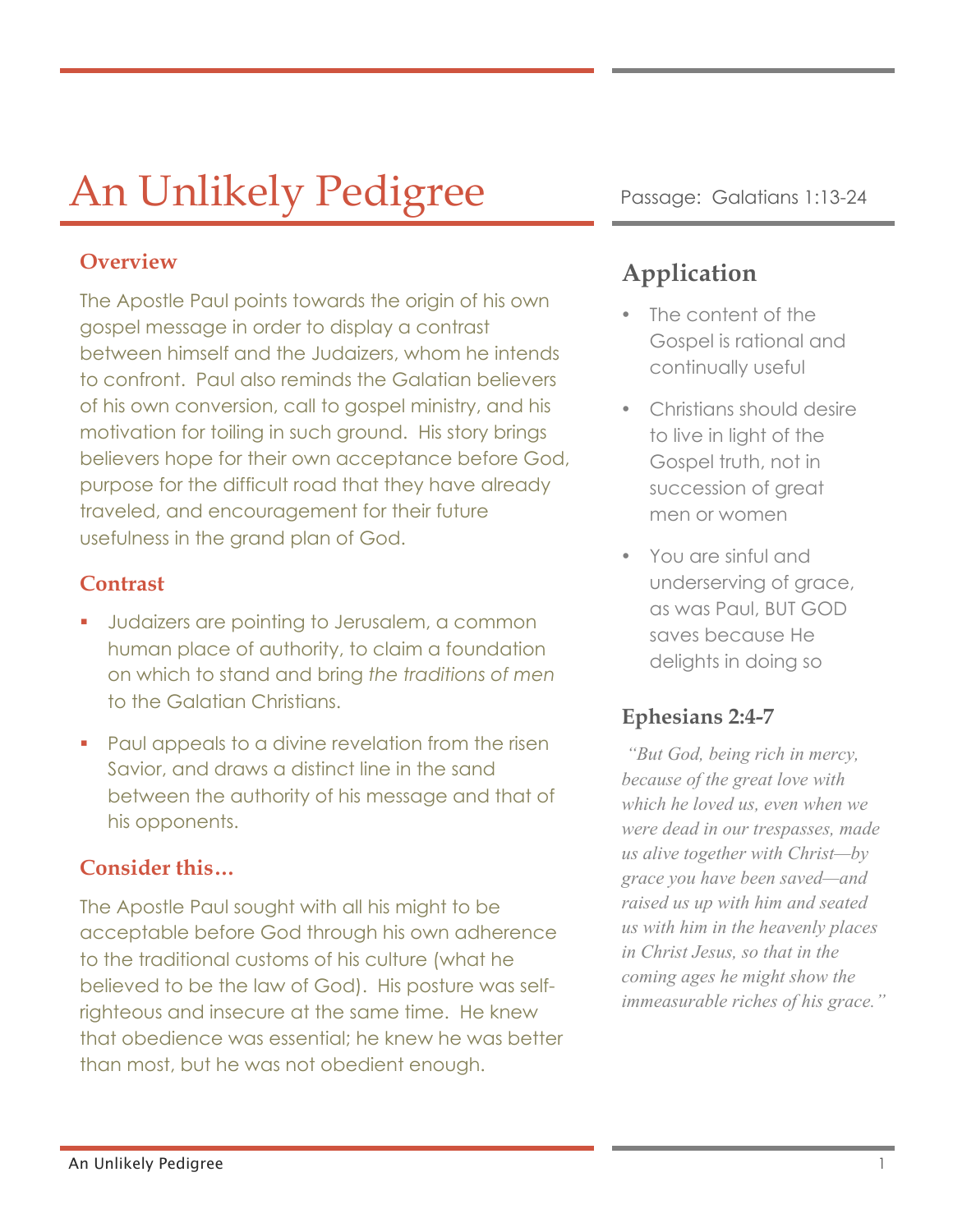# An Unlikely Pedigree

Passage: Galatians 1:13-24

### Overview

The Apostle Paul points towards the origin of his own gospel message in order to display a contrast between himself and the Judaizers, whom he intends to confront. Paul also reminds the Galatian believers of his own conversion, call to gospel ministry, and his motivation for toiling in such ground. His story brings believers hope for their own acceptance before God, purpose for the difficult road that they have already traveled, and encouragement for their future usefulness in the grand plan of God.

### Contrast

- Judaizers are pointing to Jerusalem, a common human place of authority, to claim a foundation on which to stand and bring *the traditions of men* to the Galatian Christians.
- Paul appeals to a divine revelation from the risen Savior, and draws a distinct line in the sand between the authority of his message and that of his opponents.

### Consider this…

The Apostle Paul sought with all his might to be acceptable before God through his own adherence to the traditional customs of his culture (what he believed to be the law of God). His posture was self-righteous and insecure at the same time. He knew that obedience was essential; he knew he was better than most, but he was not obedient enough.

## Application

- The content of the Gospel is rational and continually useful
- Christians should desire to live in light of the Gospel truth, not in succession of great men or women
- You are sinful and underserving of grace, as was Paul, BUT GOD saves because He delights in doing so

### Ephesians 2:4-7

*"But God, being rich in mercy, because of the great love with which he loved us, even when we were dead in our trespasses, made us alive together with Christ—by grace you have been saved—and raised us up with him and seated us with him in the heavenly places in Christ Jesus, so that in the coming ages he might show the immeasurable riches of his grace."*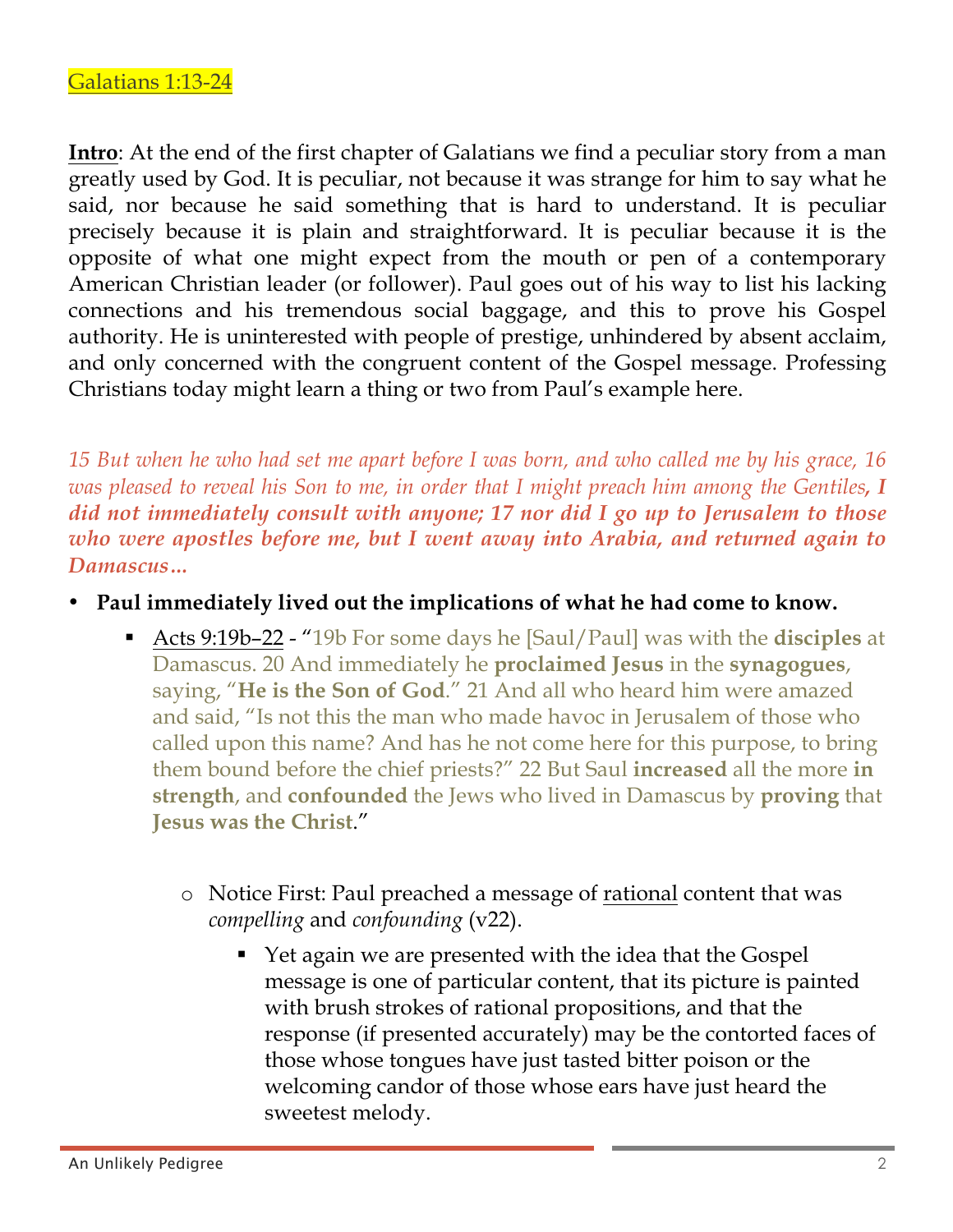Galatians 1:13-24

**Intro**: At the end of the first chapter of Galatians we find a peculiar story from a man greatly used by God. It is peculiar, not because it was strange for him to say what he said, nor because he said something that is hard to understand. It is peculiar precisely because it is plain and straightforward. It is peculiar because it is the opposite of what one might expect from the mouth or pen of a contemporary American Christian leader (or follower). Paul goes out of his way to list his lacking connections and his tremendous social baggage, and this to prove his Gospel authority. He is uninterested with people of prestige, unhindered by absent acclaim, and only concerned with the congruent content of the Gospel message. Professing Christians today might learn a thing or two from Paul's example here.

*15 But when he who had set me apart before I was born, and who called me by his grace, 16 was pleased to reveal his Son to me, in order that I might preach him among the Gentiles,* ***I did not immediately consult with anyone; 17 nor did I go up to Jerusalem to those who were apostles before me, but I went away into Arabia, and returned again to Damascus…***

- **Paul immediately lived out the implications of what he had come to know.**
  - Acts 9:19b–22 - "19b For some days he [Saul/Paul] was with the **disciples** at Damascus. 20 And immediately he **proclaimed Jesus** in the **synagogues**, saying, "**He is the Son of God**." 21 And all who heard him were amazed and said, "Is not this the man who made havoc in Jerusalem of those who called upon this name? And has he not come here for this purpose, to bring them bound before the chief priests?" 22 But Saul **increased** all the more **in strength**, and **confounded** the Jews who lived in Damascus by **proving** that **Jesus was the Christ**."
    - Notice First: Paul preached a message of rational content that was *compelling* and *confounding* (v22).
      - Yet again we are presented with the idea that the Gospel message is one of particular content, that its picture is painted with brush strokes of rational propositions, and that the response (if presented accurately) may be the contorted faces of those whose tongues have just tasted bitter poison or the welcoming candor of those whose ears have just heard the sweetest melody.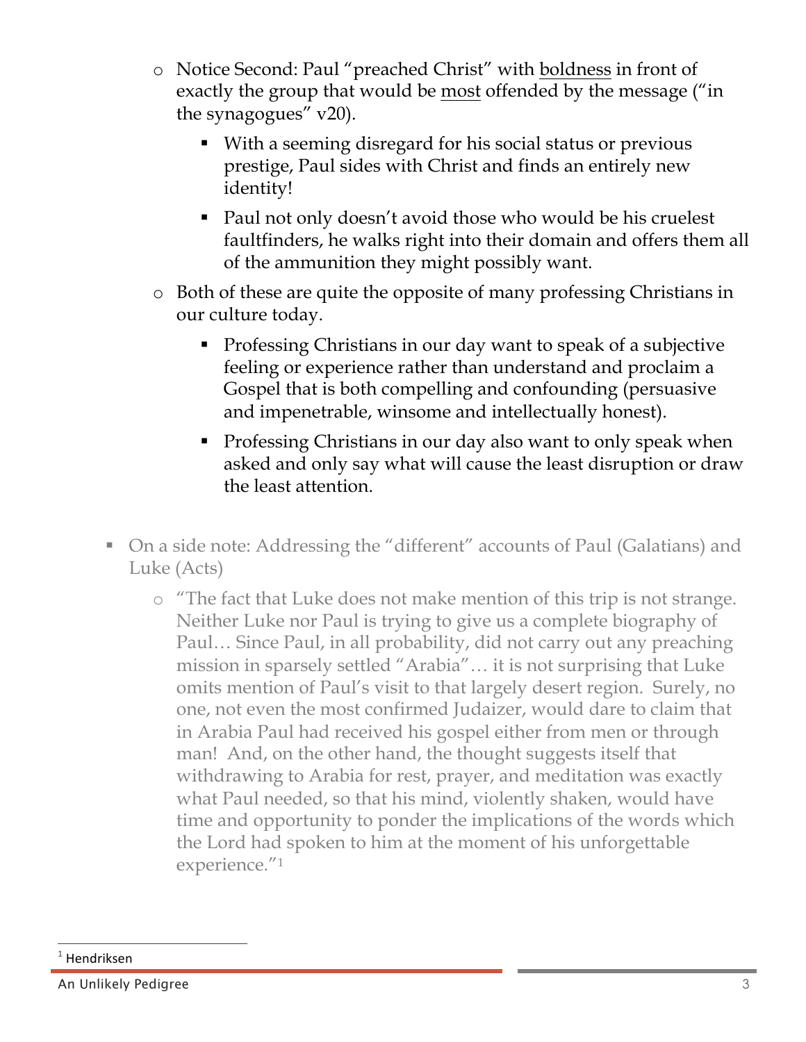- Notice Second: Paul "preached Christ" with <u>boldness</u> in front of exactly the group that would be <u>most</u> offended by the message ("in the synagogues" v20).
    - With a seeming disregard for his social status or previous prestige, Paul sides with Christ and finds an entirely new identity!
    - Paul not only doesn't avoid those who would be his cruelest faultfinders, he walks right into their domain and offers them all of the ammunition they might possibly want.
- Both of these are quite the opposite of many professing Christians in our culture today.
    - Professing Christians in our day want to speak of a subjective feeling or experience rather than understand and proclaim a Gospel that is both compelling and confounding (persuasive and impenetrable, winsome and intellectually honest).
    - Professing Christians in our day also want to only speak when asked and only say what will cause the least disruption or draw the least attention.

- On a side note: Addressing the "different" accounts of Paul (Galatians) and Luke (Acts)
    - "The fact that Luke does not make mention of this trip is not strange. Neither Luke nor Paul is trying to give us a complete biography of Paul… Since Paul, in all probability, did not carry out any preaching mission in sparsely settled "Arabia"… it is not surprising that Luke omits mention of Paul's visit to that largely desert region. Surely, no one, not even the most confirmed Judaizer, would dare to claim that in Arabia Paul had received his gospel either from men or through man! And, on the other hand, the thought suggests itself that withdrawing to Arabia for rest, prayer, and meditation was exactly what Paul needed, so that his mind, violently shaken, would have time and opportunity to ponder the implications of the words which the Lord had spoken to him at the moment of his unforgettable experience."[1]

[1] Hendriksen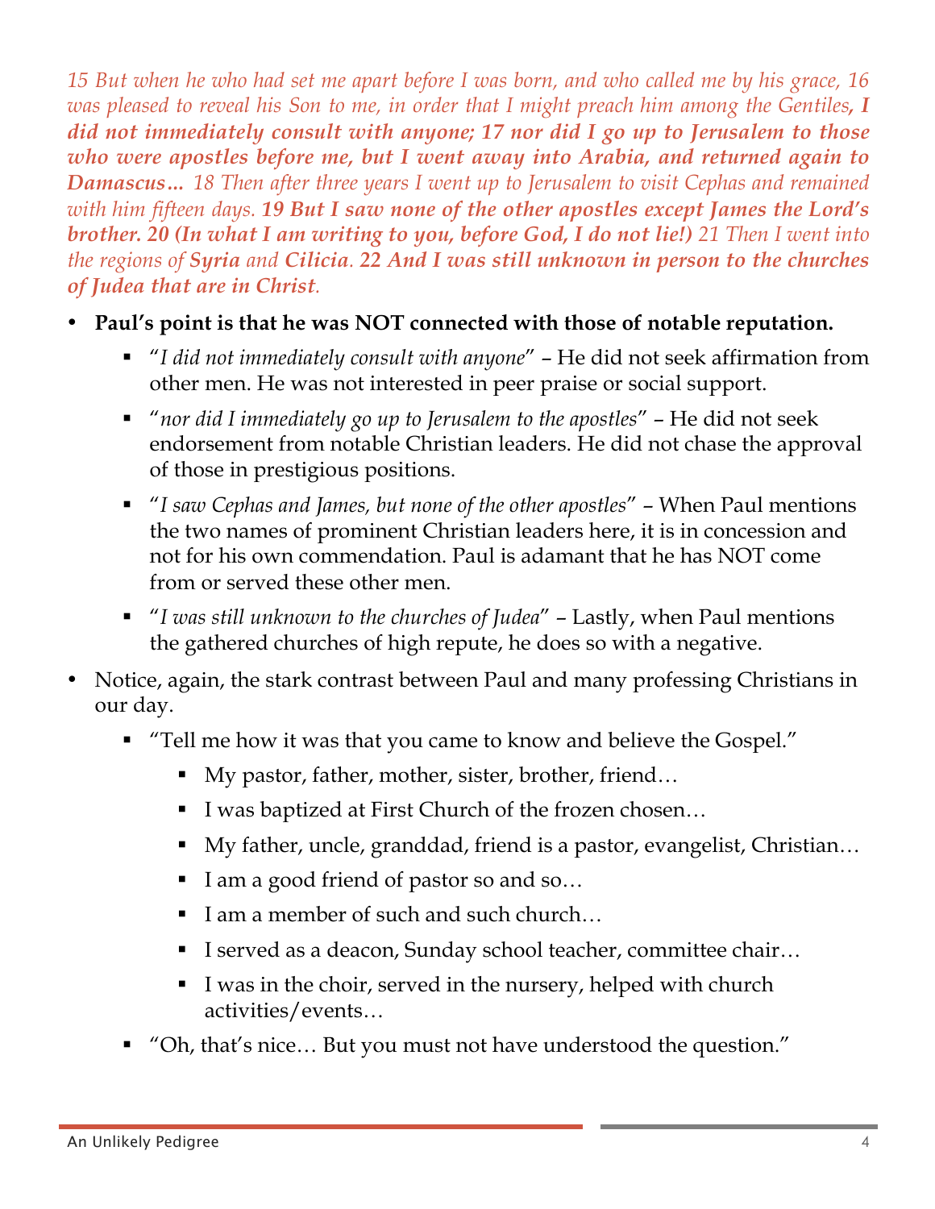*15 But when he who had set me apart before I was born, and who called me by his grace, 16 was pleased to reveal his Son to me, in order that I might preach him among the Gentiles,* ***I did not immediately consult with anyone; 17 nor did I go up to Jerusalem to those who were apostles before me, but I went away into Arabia, and returned again to Damascus…*** *18 Then after three years I went up to Jerusalem to visit Cephas and remained with him fifteen days.* ***19 But I saw none of the other apostles except James the Lord's brother. 20 (In what I am writing to you, before God, I do not lie!)*** *21 Then I went into the regions of* ***Syria*** *and* ***Cilicia****.* ***22 And I was still unknown in person to the churches of Judea that are in Christ****.*

- **Paul's point is that he was NOT connected with those of notable reputation.**
  - "*I did not immediately consult with anyone*" – He did not seek affirmation from other men. He was not interested in peer praise or social support.
  - "*nor did I immediately go up to Jerusalem to the apostles*" – He did not seek endorsement from notable Christian leaders. He did not chase the approval of those in prestigious positions.
  - "*I saw Cephas and James, but none of the other apostles*" – When Paul mentions the two names of prominent Christian leaders here, it is in concession and not for his own commendation. Paul is adamant that he has NOT come from or served these other men.
  - "*I was still unknown to the churches of Judea*" – Lastly, when Paul mentions the gathered churches of high repute, he does so with a negative.
- Notice, again, the stark contrast between Paul and many professing Christians in our day.
  - "Tell me how it was that you came to know and believe the Gospel."
    - My pastor, father, mother, sister, brother, friend…
    - I was baptized at First Church of the frozen chosen…
    - My father, uncle, granddad, friend is a pastor, evangelist, Christian…
    - I am a good friend of pastor so and so…
    - I am a member of such and such church…
    - I served as a deacon, Sunday school teacher, committee chair…
    - I was in the choir, served in the nursery, helped with church activities/events…
  - "Oh, that's nice… But you must not have understood the question."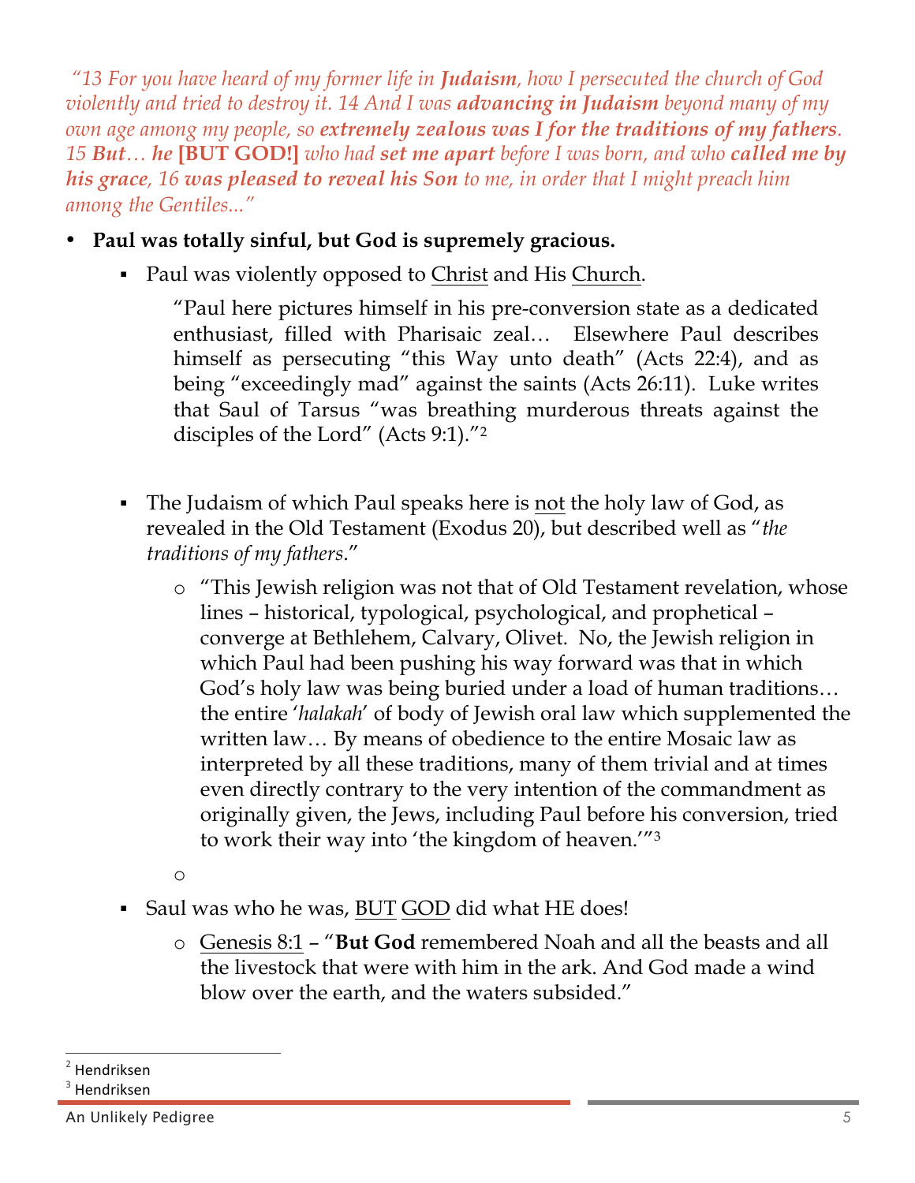*"13 For you have heard of my former life in **Judaism**, how I persecuted the church of God violently and tried to destroy it. 14 And I was **advancing in Judaism** beyond many of my own age among my people, so **extremely zealous was I for the traditions of my fathers**. 15 **But**… **he** **[BUT GOD!]** who had **set me apart** before I was born, and who **called me by his grace**, 16 **was pleased to reveal his Son** to me, in order that I might preach him among the Gentiles..."*

- **Paul was totally sinful, but God is supremely gracious.**
  - Paul was violently opposed to <u>Christ</u> and His <u>Church</u>.

    "Paul here pictures himself in his pre-conversion state as a dedicated enthusiast, filled with Pharisaic zeal… Elsewhere Paul describes himself as persecuting "this Way unto death" (Acts 22:4), and as being "exceedingly mad" against the saints (Acts 26:11). Luke writes that Saul of Tarsus "was breathing murderous threats against the disciples of the Lord" (Acts 9:1)."[2]

  - The Judaism of which Paul speaks here is <u>not</u> the holy law of God, as revealed in the Old Testament (Exodus 20), but described well as "*the traditions of my fathers*."
    - "This Jewish religion was not that of Old Testament revelation, whose lines – historical, typological, psychological, and prophetical – converge at Bethlehem, Calvary, Olivet. No, the Jewish religion in which Paul had been pushing his way forward was that in which God's holy law was being buried under a load of human traditions… the entire '*halakah*' of body of Jewish oral law which supplemented the written law… By means of obedience to the entire Mosaic law as interpreted by all these traditions, many of them trivial and at times even directly contrary to the very intention of the commandment as originally given, the Jews, including Paul before his conversion, tried to work their way into 'the kingdom of heaven.'"[3]
    - 
  - Saul was who he was, <u>BUT</u> <u>GOD</u> did what HE does!
    - <u>Genesis 8:1</u> – "**But God** remembered Noah and all the beasts and all the livestock that were with him in the ark. And God made a wind blow over the earth, and the waters subsided."

---

[2] Hendriksen

[3] Hendriksen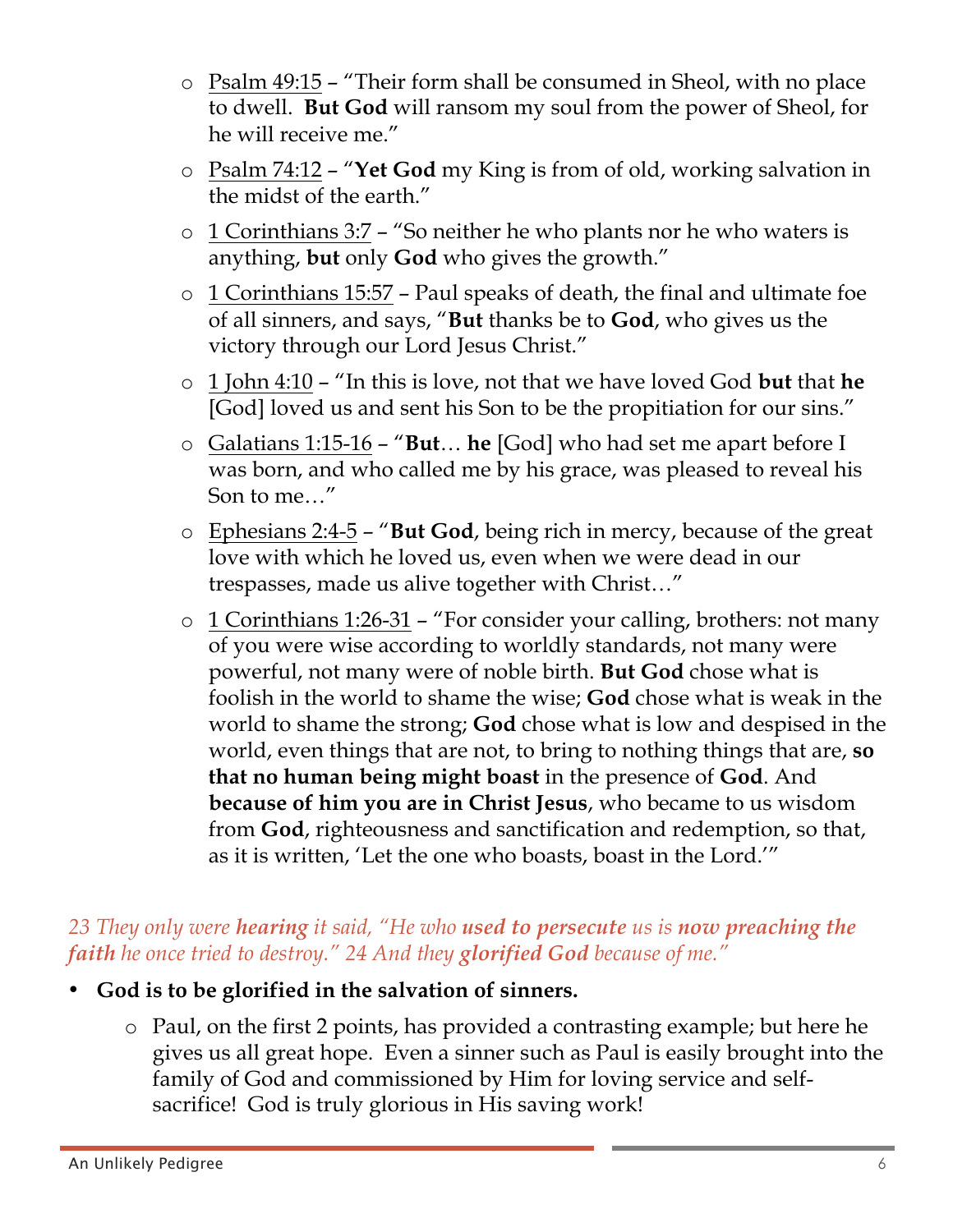- <u>Psalm 49:15</u> – "Their form shall be consumed in Sheol, with no place to dwell. **But God** will ransom my soul from the power of Sheol, for he will receive me."
   - <u>Psalm 74:12</u> – "**Yet God** my King is from of old, working salvation in the midst of the earth."
   - <u>1 Corinthians 3:7</u> – "So neither he who plants nor he who waters is anything, **but** only **God** who gives the growth."
   - <u>1 Corinthians 15:57</u> – Paul speaks of death, the final and ultimate foe of all sinners, and says, "**But** thanks be to **God**, who gives us the victory through our Lord Jesus Christ."
   - <u>1 John 4:10</u> – "In this is love, not that we have loved God **but** that **he** [God] loved us and sent his Son to be the propitiation for our sins."
   - <u>Galatians 1:15-16</u> – "**But**… **he** [God] who had set me apart before I was born, and who called me by his grace, was pleased to reveal his Son to me…"
   - <u>Ephesians 2:4-5</u> – "**But God**, being rich in mercy, because of the great love with which he loved us, even when we were dead in our trespasses, made us alive together with Christ…"
   - <u>1 Corinthians 1:26-31</u> – "For consider your calling, brothers: not many of you were wise according to worldly standards, not many were powerful, not many were of noble birth. **But God** chose what is foolish in the world to shame the wise; **God** chose what is weak in the world to shame the strong; **God** chose what is low and despised in the world, even things that are not, to bring to nothing things that are, **so that no human being might boast** in the presence of **God**. And **because of him you are in Christ Jesus**, who became to us wisdom from **God**, righteousness and sanctification and redemption, so that, as it is written, 'Let the one who boasts, boast in the Lord.'"

*23 They only were **hearing** it said, "He who **used to persecute** us is **now preaching the faith** he once tried to destroy." 24 And they **glorified God** because of me."*

- **God is to be glorified in the salvation of sinners.**
  - Paul, on the first 2 points, has provided a contrasting example; but here he gives us all great hope. Even a sinner such as Paul is easily brought into the family of God and commissioned by Him for loving service and self-sacrifice! God is truly glorious in His saving work!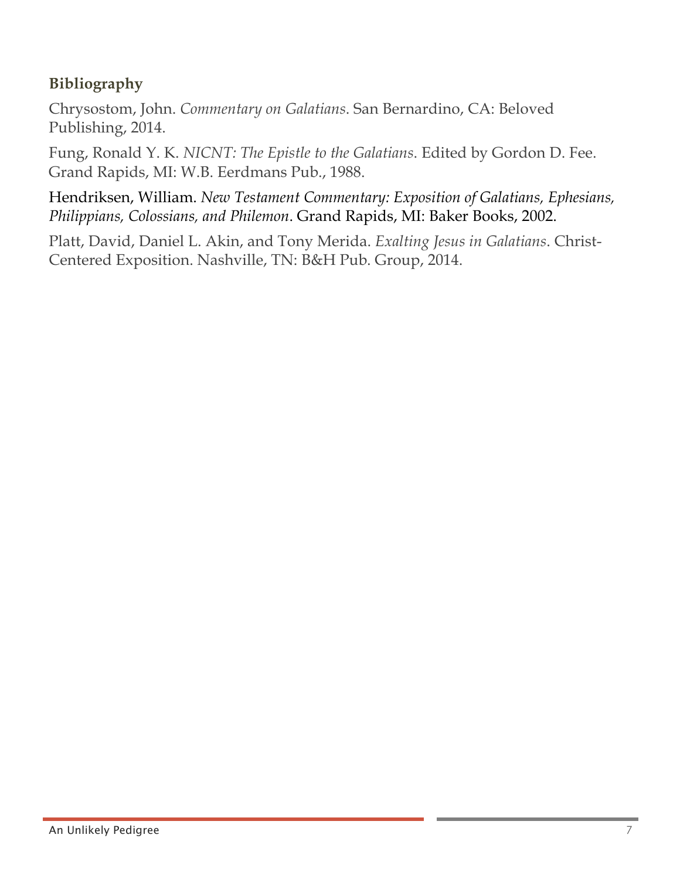## Bibliography

Chrysostom, John. *Commentary on Galatians*. San Bernardino, CA: Beloved Publishing, 2014.

Fung, Ronald Y. K. *NICNT: The Epistle to the Galatians*. Edited by Gordon D. Fee. Grand Rapids, MI: W.B. Eerdmans Pub., 1988.

Hendriksen, William. *New Testament Commentary: Exposition of Galatians, Ephesians, Philippians, Colossians, and Philemon*. Grand Rapids, MI: Baker Books, 2002.

Platt, David, Daniel L. Akin, and Tony Merida. *Exalting Jesus in Galatians*. Christ-Centered Exposition. Nashville, TN: B&H Pub. Group, 2014.